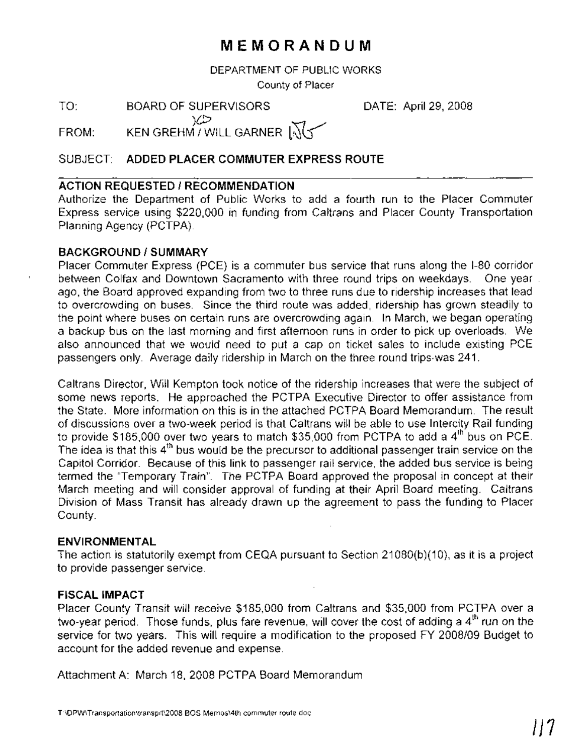# MEMORANDUM

DEPARTMENT OF PUBLIC WORKS

County of Placer

TO: BOARD OF SUPERVISORS DATE: April 29, 2008

FROM: KEN GREHM / WILL GARNER

SUBJECT: **ADDED PLACER COMMUTER EXPRESS ROUTE**

## ACTION REQUESTED / RECOMMENDATION

Authorize the Department of Public Works to add a fourth run to the Placer Commuter Express service using $220,000 in funding from Caltrans and Placer County Transportation Planning Agency (PCTPA).

## BACKGROUND / SUMMARY

Placer Commuter Express (PCE) is a commuter bus service that runs along the I-80 corridor between Colfax and Downtown Sacramento with three round trips on weekdays. One year ago, the Board approved expanding from two to three runs due to ridership increases that lead to overcrowding on buses. Since the third route was added, ridership has grown steadily to the point where buses on certain runs are overcrowding again. In March, we began operating a backup bus on the last morning and first afternoon runs in order to pick up overloads. We also announced that we would need to put a cap on ticket sales to include existing PCE passengers only. Average daily ridership in March on the three round trips was 241.

Caltrans Director, Will Kempton took notice of the ridership increases that were the subject of some news reports. He approached the PCTPA Executive Director to offer assistance from the State. More information on this is in the attached PCTPA Board Memorandum. The result of discussions over a two-week period is that Caltrans will be able to use Intercity Rail funding to provide $185,000 over two years to match $35,000 from PCTPA to add a 4th bus on PCE. The idea is that this 4th bus would be the precursor to additional passenger train service on the Capitol Corridor. Because of this link to passenger rail service, the added bus service is being termed the "Temporary Train". The PCTPA Board approved the proposal in concept at their March meeting and will consider approval of funding at their April Board meeting. Caltrans Division of Mass Transit has already drawn up the agreement to pass the funding to Placer County.

## ENVIRONMENTAL

The action is statutorily exempt from CEQA pursuant to Section 21080(b)(10), as it is a project to provide passenger service.

## FISCAL IMPACT

Placer County Transit will receive $185,000 from Caltrans and $35,000 from PCTPA over a two-year period. Those funds, plus fare revenue, will cover the cost of adding a 4th run on the service for two years. This will require a modification to the proposed FY 2008/09 Budget to account for the added revenue and expense.

Attachment A: March 18, 2008 PCTPA Board Memorandum

T:\DPW\Transportation\transprt\2008 BOS Memos\4th commuter route doc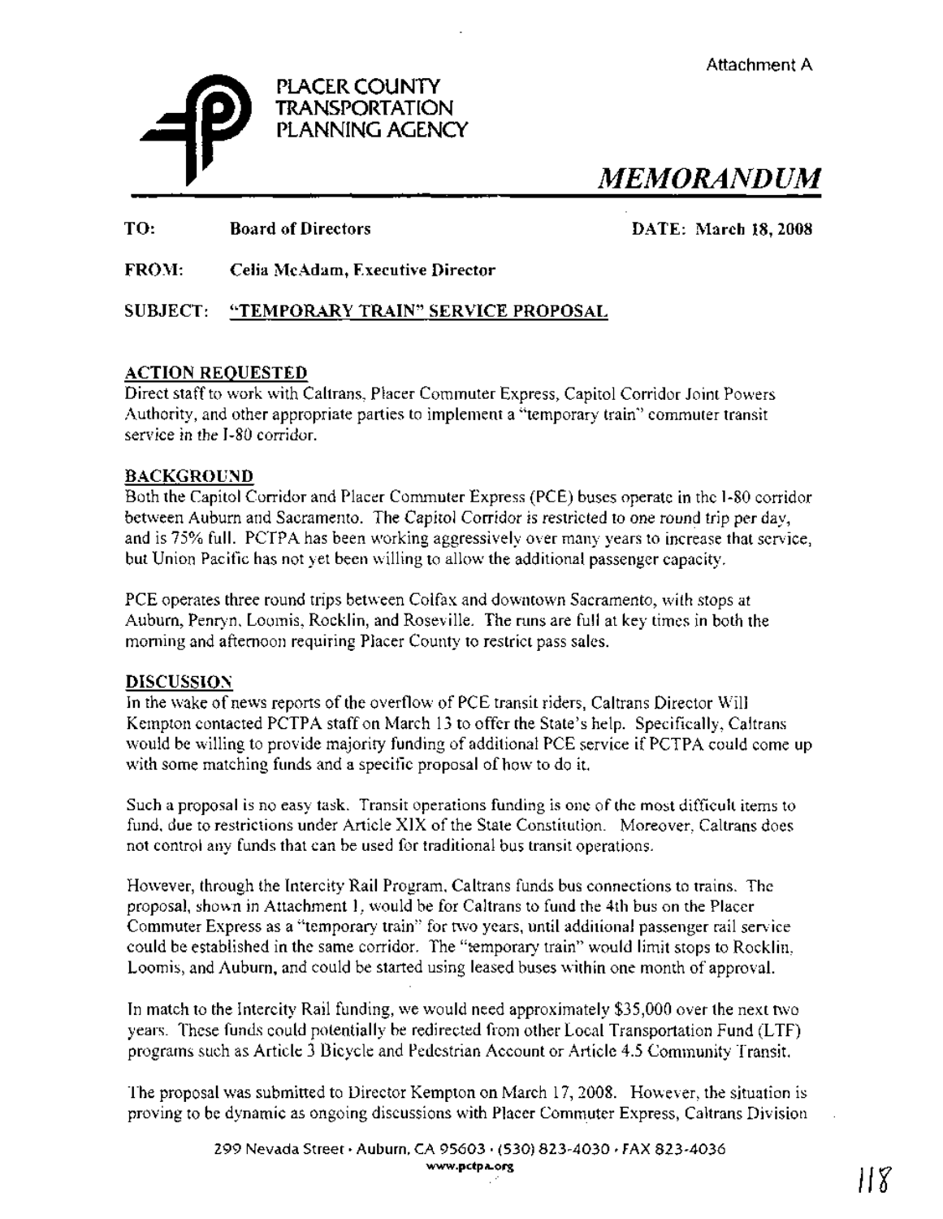Attachment A

PLACER COUNTY TRANSPORTATION PLANNING AGENCY

# *MEMORANDUM*

**TO:** **Board of Directors** **DATE: March 18, 2008**

**FROM:** **Celia McAdam, Executive Director**

**SUBJECT:** **"TEMPORARY TRAIN" SERVICE PROPOSAL**

## ACTION REQUESTED

Direct staff to work with Caltrans, Placer Commuter Express, Capitol Corridor Joint Powers Authority, and other appropriate parties to implement a "temporary train" commuter transit service in the I-80 corridor.

## BACKGROUND

Both the Capitol Corridor and Placer Commuter Express (PCE) buses operate in the I-80 corridor between Auburn and Sacramento. The Capitol Corridor is restricted to one round trip per day, and is 75% full. PCTPA has been working aggressively over many years to increase that service, but Union Pacific has not yet been willing to allow the additional passenger capacity.

PCE operates three round trips between Colfax and downtown Sacramento, with stops at Auburn, Penryn, Loomis, Rocklin, and Roseville. The runs are full at key times in both the morning and afternoon requiring Placer County to restrict pass sales.

## DISCUSSION

In the wake of news reports of the overflow of PCE transit riders, Caltrans Director Will Kempton contacted PCTPA staff on March 13 to offer the State's help. Specifically, Caltrans would be willing to provide majority funding of additional PCE service if PCTPA could come up with some matching funds and a specific proposal of how to do it.

Such a proposal is no easy task. Transit operations funding is one of the most difficult items to fund, due to restrictions under Article XIX of the State Constitution. Moreover, Caltrans does not control any funds that can be used for traditional bus transit operations.

However, through the Intercity Rail Program, Caltrans funds bus connections to trains. The proposal, shown in Attachment 1, would be for Caltrans to fund the 4th bus on the Placer Commuter Express as a "temporary train" for two years, until additional passenger rail service could be established in the same corridor. The "temporary train" would limit stops to Rocklin, Loomis, and Auburn, and could be started using leased buses within one month of approval.

In match to the Intercity Rail funding, we would need approximately $35,000 over the next two years. These funds could potentially be redirected from other Local Transportation Fund (LTF) programs such as Article 3 Bicycle and Pedestrian Account or Article 4.5 Community Transit.

The proposal was submitted to Director Kempton on March 17, 2008. However, the situation is proving to be dynamic as ongoing discussions with Placer Commuter Express, Caltrans Division

299 Nevada Street • Auburn, CA 95603 • (530) 823-4030 • FAX 823-4036
www.pctpa.org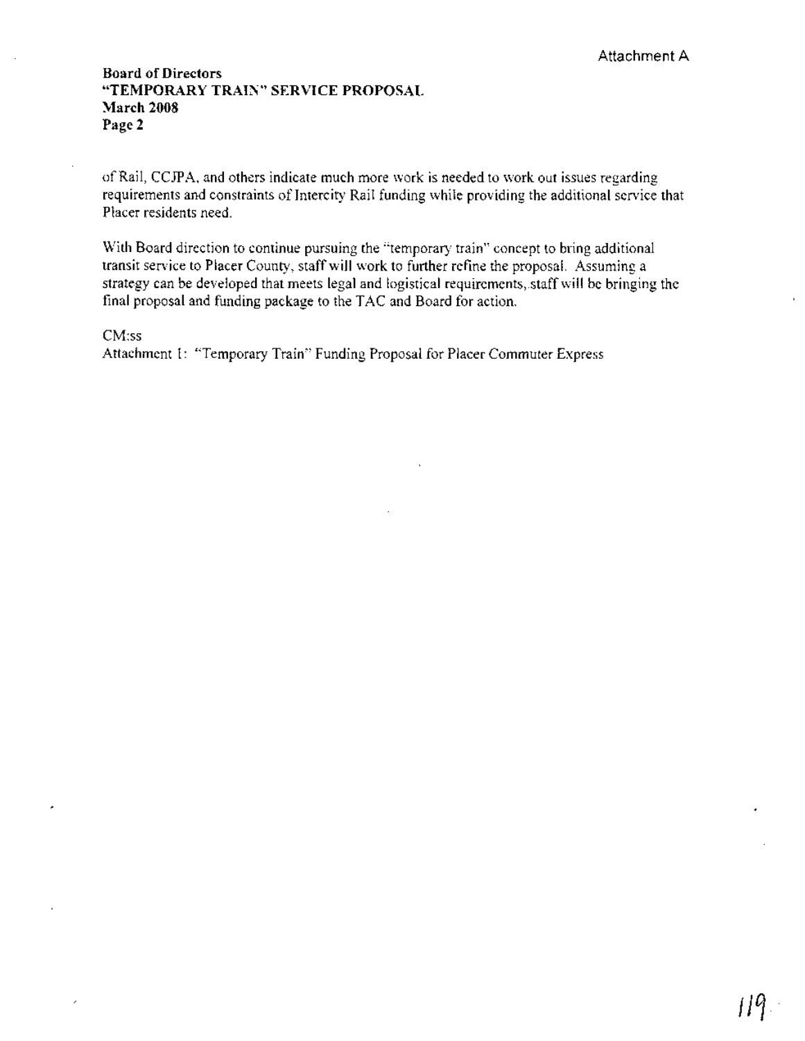Attachment A

of Rail, CCJPA, and others indicate much more work is needed to work out issues regarding requirements and constraints of Intercity Rail funding while providing the additional service that Placer residents need.

With Board direction to continue pursuing the "temporary train" concept to bring additional transit service to Placer County, staff will work to further refine the proposal. Assuming a strategy can be developed that meets legal and logistical requirements, staff will be bringing the final proposal and funding package to the TAC and Board for action.

CM:ss

Attachment 1: "Temporary Train" Funding Proposal for Placer Commuter Express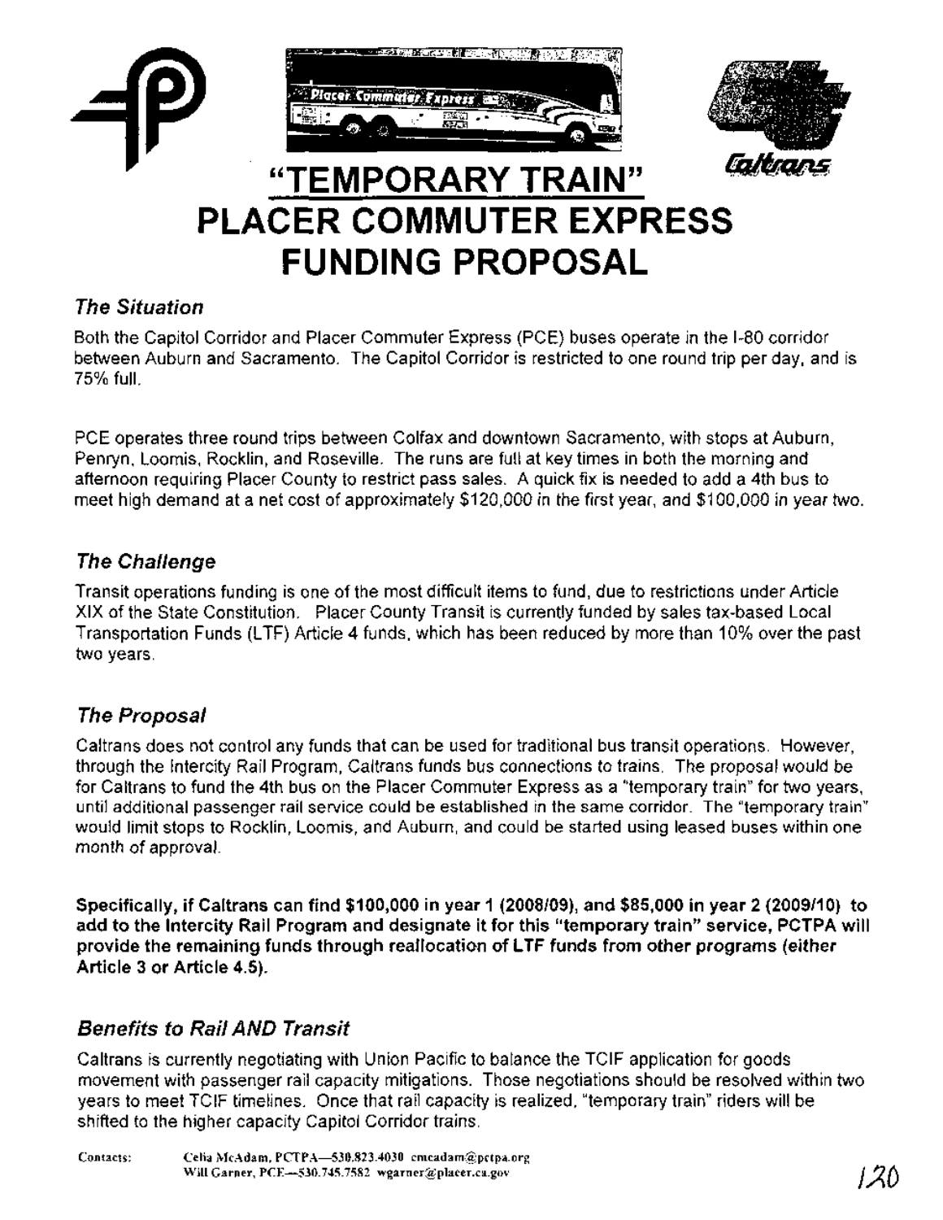# "TEMPORARY TRAIN" PLACER COMMUTER EXPRESS FUNDING PROPOSAL

### *The Situation*

Both the Capitol Corridor and Placer Commuter Express (PCE) buses operate in the I-80 corridor between Auburn and Sacramento. The Capitol Corridor is restricted to one round trip per day, and is 75% full.

PCE operates three round trips between Colfax and downtown Sacramento, with stops at Auburn, Penryn, Loomis, Rocklin, and Roseville. The runs are full at key times in both the morning and afternoon requiring Placer County to restrict pass sales. A quick fix is needed to add a 4th bus to meet high demand at a net cost of approximately $120,000 in the first year, and $100,000 in year two.

### *The Challenge*

Transit operations funding is one of the most difficult items to fund, due to restrictions under Article XIX of the State Constitution. Placer County Transit is currently funded by sales tax-based Local Transportation Funds (LTF) Article 4 funds, which has been reduced by more than 10% over the past two years.

### *The Proposal*

Caltrans does not control any funds that can be used for traditional bus transit operations. However, through the Intercity Rail Program, Caltrans funds bus connections to trains. The proposal would be for Caltrans to fund the 4th bus on the Placer Commuter Express as a "temporary train" for two years, until additional passenger rail service could be established in the same corridor. The "temporary train" would limit stops to Rocklin, Loomis, and Auburn, and could be started using leased buses within one month of approval.

**Specifically, if Caltrans can find $100,000 in year 1 (2008/09), and $85,000 in year 2 (2009/10) to add to the Intercity Rail Program and designate it for this "temporary train" service, PCTPA will provide the remaining funds through reallocation of LTF funds from other programs (either Article 3 or Article 4.5).**

### *Benefits to Rail AND Transit*

Caltrans is currently negotiating with Union Pacific to balance the TCIF application for goods movement with passenger rail capacity mitigations. Those negotiations should be resolved within two years to meet TCIF timelines. Once that rail capacity is realized, "temporary train" riders will be shifted to the higher capacity Capitol Corridor trains.

Contacts: Celia McAdam, PCTPA—530.823.4030 cmcadam@pctpa.org
Will Garner, PCE—530.745.7582 wgarner@placer.ca.gov